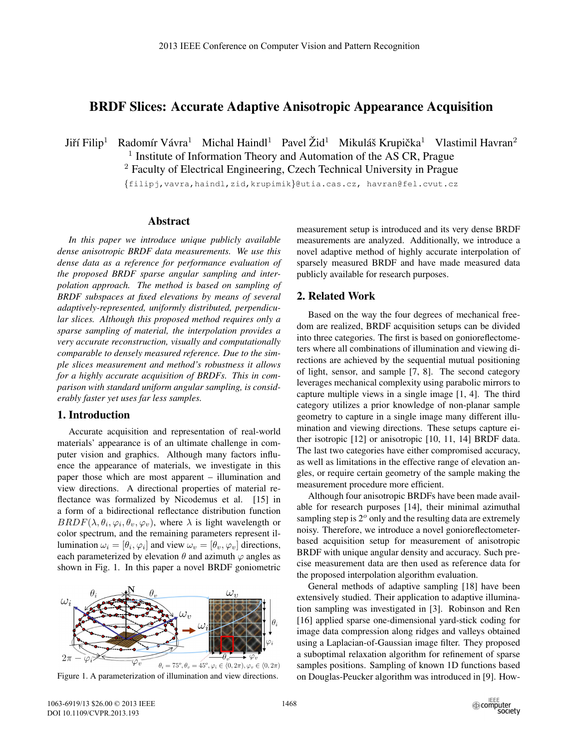# BRDF Slices: Accurate Adaptive Anisotropic Appearance Acquisition

Jiří Filip[1] Radomír Vávra[1] Michal Haindl[1] Pavel Žid[1] Mikuláš Krupička[1] Vlastimil Havran[2]

[1] Institute of Information Theory and Automation of the AS CR, Prague
[2] Faculty of Electrical Engineering, Czech Technical University in Prague

{filipj,vavra,haindl,zid,krupimik}@utia.cas.cz, havran@fel.cvut.cz

## Abstract

*In this paper we introduce unique publicly available dense anisotropic BRDF data measurements. We use this dense data as a reference for performance evaluation of the proposed BRDF sparse angular sampling and interpolation approach. The method is based on sampling of BRDF subspaces at fixed elevations by means of several adaptively-represented, uniformly distributed, perpendicular slices. Although this proposed method requires only a sparse sampling of material, the interpolation provides a very accurate reconstruction, visually and computationally comparable to densely measured reference. Due to the simple slices measurement and method's robustness it allows for a highly accurate acquisition of BRDFs. This in comparison with standard uniform angular sampling, is considerably faster yet uses far less samples.*

## 1. Introduction

Accurate acquisition and representation of real-world materials' appearance is of an ultimate challenge in computer vision and graphics. Although many factors influence the appearance of materials, we investigate in this paper those which are most apparent – illumination and view directions. A directional properties of material reflectance was formalized by Nicodemus et al. [15] in a form of a bidirectional reflectance distribution function $BRDF(\lambda, \theta_i, \varphi_i, \theta_v, \varphi_v)$, where $\lambda$ is light wavelength or color spectrum, and the remaining parameters represent illumination $\omega_i = [\theta_i, \varphi_i]$ and view $\omega_v = [\theta_v, \varphi_v]$ directions, each parameterized by elevation $\theta$ and azimuth $\varphi$ angles as shown in Fig. 1. In this paper a novel BRDF goniometric measurement setup is introduced and its very dense BRDF measurements are analyzed. Additionally, we introduce a novel adaptive method of highly accurate interpolation of sparsely measured BRDF and have made measured data publicly available for research purposes.

$\theta_i = 75^o, \theta_v = 45^o, \varphi_i \in \langle 0, 2\pi), \varphi_v \in \langle 0, 2\pi)$

Figure 1. A parameterization of illumination and view directions.

## 2. Related Work

Based on the way the four degrees of mechanical freedom are realized, BRDF acquisition setups can be divided into three categories. The first is based on gonioreflectometers where all combinations of illumination and viewing directions are achieved by the sequential mutual positioning of light, sensor, and sample [7, 8]. The second category leverages mechanical complexity using parabolic mirrors to capture multiple views in a single image [1, 4]. The third category utilizes a prior knowledge of non-planar sample geometry to capture in a single image many different illumination and viewing directions. These setups capture either isotropic [12] or anisotropic [10, 11, 14] BRDF data. The last two categories have either compromised accuracy, as well as limitations in the effective range of elevation angles, or require certain geometry of the sample making the measurement procedure more efficient.

Although four anisotropic BRDFs have been made available for research purposes [14], their minimal azimuthal sampling step is $2^o$ only and the resulting data are extremely noisy. Therefore, we introduce a novel gonioreflectometer-based acquisition setup for measurement of anisotropic BRDF with unique angular density and accuracy. Such precise measurement data are then used as reference data for the proposed interpolation algorithm evaluation.

General methods of adaptive sampling [18] have been extensively studied. Their application to adaptive illumination sampling was investigated in [3]. Robinson and Ren [16] applied sparse one-dimensional yard-stick coding for image data compression along ridges and valleys obtained using a Laplacian-of-Gaussian image filter. They proposed a suboptimal relaxation algorithm for refinement of sparse samples positions. Sampling of known 1D functions based on Douglas-Peucker algorithm was introduced in [9]. How-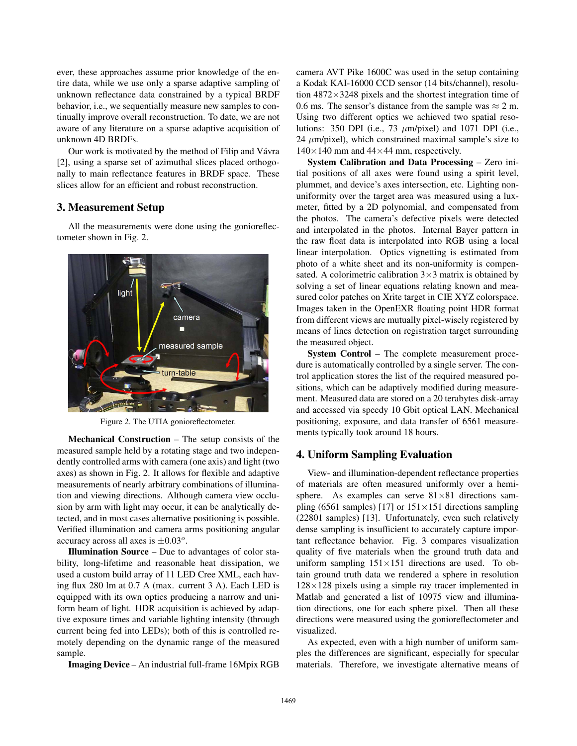ever, these approaches assume prior knowledge of the entire data, while we use only a sparse adaptive sampling of unknown reflectance data constrained by a typical BRDF behavior, i.e., we sequentially measure new samples to continually improve overall reconstruction. To date, we are not aware of any literature on a sparse adaptive acquisition of unknown 4D BRDFs.

Our work is motivated by the method of Filip and Vávra [2], using a sparse set of azimuthal slices placed orthogonally to main reflectance features in BRDF space. These slices allow for an efficient and robust reconstruction.

## 3. Measurement Setup

All the measurements were done using the gonioreflectometer shown in Fig. 2.

Figure 2. The UTIA gonioreflectometer.

**Mechanical Construction** – The setup consists of the measured sample held by a rotating stage and two independently controlled arms with camera (one axis) and light (two axes) as shown in Fig. 2. It allows for flexible and adaptive measurements of nearly arbitrary combinations of illumination and viewing directions. Although camera view occlusion by arm with light may occur, it can be analytically detected, and in most cases alternative positioning is possible. Verified illumination and camera arms positioning angular accuracy across all axes is $\pm 0.03^o$.

**Illumination Source** – Due to advantages of color stability, long-lifetime and reasonable heat dissipation, we used a custom build array of 11 LED Cree XML, each having flux 280 lm at 0.7 A (max. current 3 A). Each LED is equipped with its own optics producing a narrow and uniform beam of light. HDR acquisition is achieved by adaptive exposure times and variable lighting intensity (through current being fed into LEDs); both of this is controlled remotely depending on the dynamic range of the measured sample.

**Imaging Device** – An industrial full-frame 16Mpix RGB camera AVT Pike 1600C was used in the setup containing a Kodak KAI-16000 CCD sensor (14 bits/channel), resolution $4872 \times 3248$ pixels and the shortest integration time of 0.6 ms. The sensor's distance from the sample was $\approx 2$ m. Using two different optics we achieved two spatial resolutions: 350 DPI (i.e., 73 $\mu$m/pixel) and 1071 DPI (i.e., 24 $\mu$m/pixel), which constrained maximal sample's size to $140 \times 140$ mm and $44 \times 44$ mm, respectively.

**System Calibration and Data Processing** – Zero initial positions of all axes were found using a spirit level, plummet, and device's axes intersection, etc. Lighting non-uniformity over the target area was measured using a lux-meter, fitted by a 2D polynomial, and compensated from the photos. The camera's defective pixels were detected and interpolated in the photos. Internal Bayer pattern in the raw float data is interpolated into RGB using a local linear interpolation. Optics vignetting is estimated from photo of a white sheet and its non-uniformity is compensated. A colorimetric calibration $3 \times 3$ matrix is obtained by solving a set of linear equations relating known and measured color patches on Xrite target in CIE XYZ colorspace. Images taken in the OpenEXR floating point HDR format from different views are mutually pixel-wisely registered by means of lines detection on registration target surrounding the measured object.

**System Control** – The complete measurement procedure is automatically controlled by a single server. The control application stores the list of the required measured positions, which can be adaptively modified during measurement. Measured data are stored on a 20 terabytes disk-array and accessed via speedy 10 Gbit optical LAN. Mechanical positioning, exposure, and data transfer of 6561 measurements typically took around 18 hours.

## 4. Uniform Sampling Evaluation

View- and illumination-dependent reflectance properties of materials are often measured uniformly over a hemisphere. As examples can serve $81 \times 81$ directions sampling (6561 samples) [17] or $151 \times 151$ directions sampling (22801 samples) [13]. Unfortunately, even such relatively dense sampling is insufficient to accurately capture important reflectance behavior. Fig. 3 compares visualization quality of five materials when the ground truth data and uniform sampling $151 \times 151$ directions are used. To obtain ground truth data we rendered a sphere in resolution $128 \times 128$ pixels using a simple ray tracer implemented in Matlab and generated a list of 10975 view and illumination directions, one for each sphere pixel. Then all these directions were measured using the gonioreflectometer and visualized.

As expected, even with a high number of uniform samples the differences are significant, especially for specular materials. Therefore, we investigate alternative means of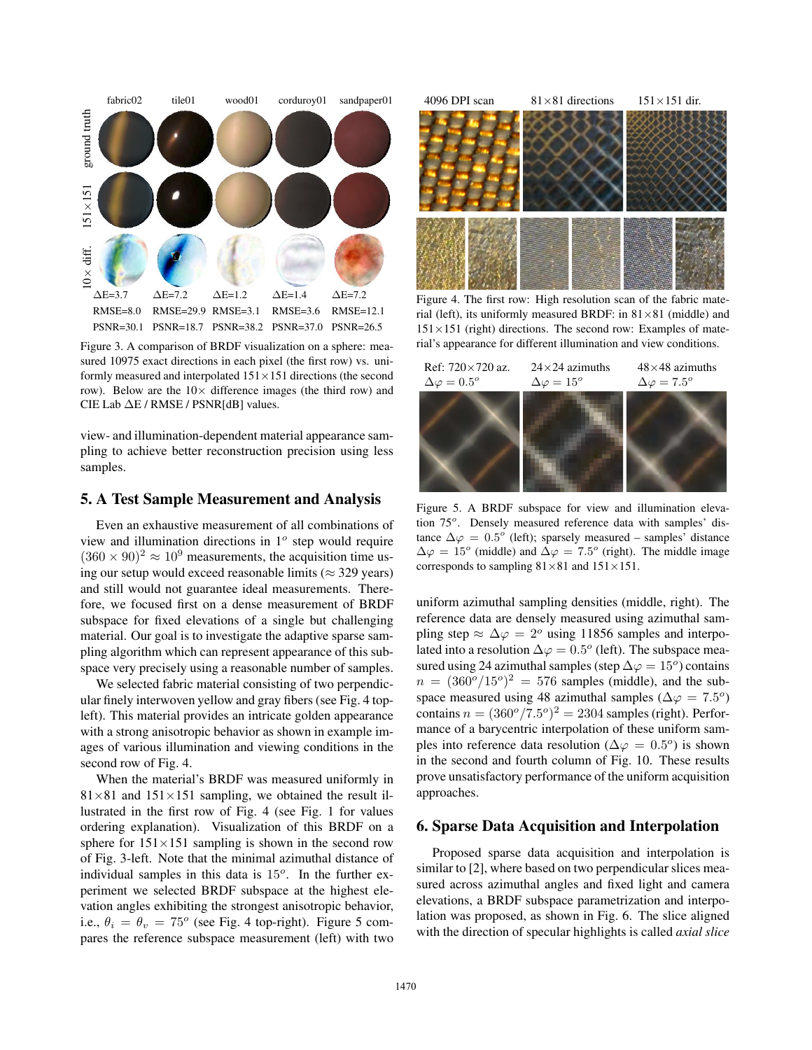Figure 3. A comparison of BRDF visualization on a sphere: measured 10975 exact directions in each pixel (the first row) vs. uniformly measured and interpolated 151×151 directions (the second row). Below are the 10× difference images (the third row) and CIE Lab ΔE / RMSE / PSNR[dB] values.

view- and illumination-dependent material appearance sampling to achieve better reconstruction precision using less samples.

## 5. A Test Sample Measurement and Analysis

Even an exhaustive measurement of all combinations of view and illumination directions in $1^o$ step would require $(360 \times 90)^2 \approx 10^9$ measurements, the acquisition time using our setup would exceed reasonable limits (≈ 329 years) and still would not guarantee ideal measurements. Therefore, we focused first on a dense measurement of BRDF subspace for fixed elevations of a single but challenging material. Our goal is to investigate the adaptive sparse sampling algorithm which can represent appearance of this subspace very precisely using a reasonable number of samples.

We selected fabric material consisting of two perpendicular finely interwoven yellow and gray fibers (see Fig. 4 top-left). This material provides an intricate golden appearance with a strong anisotropic behavior as shown in example images of various illumination and viewing conditions in the second row of Fig. 4.

When the material's BRDF was measured uniformly in 81×81 and 151×151 sampling, we obtained the result illustrated in the first row of Fig. 4 (see Fig. 1 for values ordering explanation). Visualization of this BRDF on a sphere for 151×151 sampling is shown in the second row of Fig. 3-left. Note that the minimal azimuthal distance of individual samples in this data is $15^o$. In the further experiment we selected BRDF subspace at the highest elevation angles exhibiting the strongest anisotropic behavior, i.e., $\theta_i = \theta_v = 75^o$ (see Fig. 4 top-right). Figure 5 compares the reference subspace measurement (left) with two uniform azimuthal sampling densities (middle, right). The reference data are densely measured using azimuthal sampling step $\approx \Delta\varphi = 2^o$ using 11856 samples and interpolated into a resolution $\Delta\varphi = 0.5^o$ (left). The subspace measured using 24 azimuthal samples (step $\Delta\varphi = 15^o$) contains $n = (360^o/15^o)^2 = 576$ samples (middle), and the subspace measured using 48 azimuthal samples ($\Delta\varphi = 7.5^o$) contains $n = (360^o/7.5^o)^2 = 2304$ samples (right). Performance of a barycentric interpolation of these uniform samples into reference data resolution ($\Delta\varphi = 0.5^o$) is shown in the second and fourth column of Fig. 10. These results prove unsatisfactory performance of the uniform acquisition approaches.

Figure 4. The first row: High resolution scan of the fabric material (left), its uniformly measured BRDF: in 81×81 (middle) and 151×151 (right) directions. The second row: Examples of material's appearance for different illumination and view conditions.

Figure 5. A BRDF subspace for view and illumination elevation $75^o$. Densely measured reference data with samples' distance $\Delta\varphi = 0.5^o$ (left); sparsely measured – samples' distance $\Delta\varphi = 15^o$ (middle) and $\Delta\varphi = 7.5^o$ (right). The middle image corresponds to sampling 81×81 and 151×151.

## 6. Sparse Data Acquisition and Interpolation

Proposed sparse data acquisition and interpolation is similar to [2], where based on two perpendicular slices measured across azimuthal angles and fixed light and camera elevations, a BRDF subspace parametrization and interpolation was proposed, as shown in Fig. 6. The slice aligned with the direction of specular highlights is called *axial slice*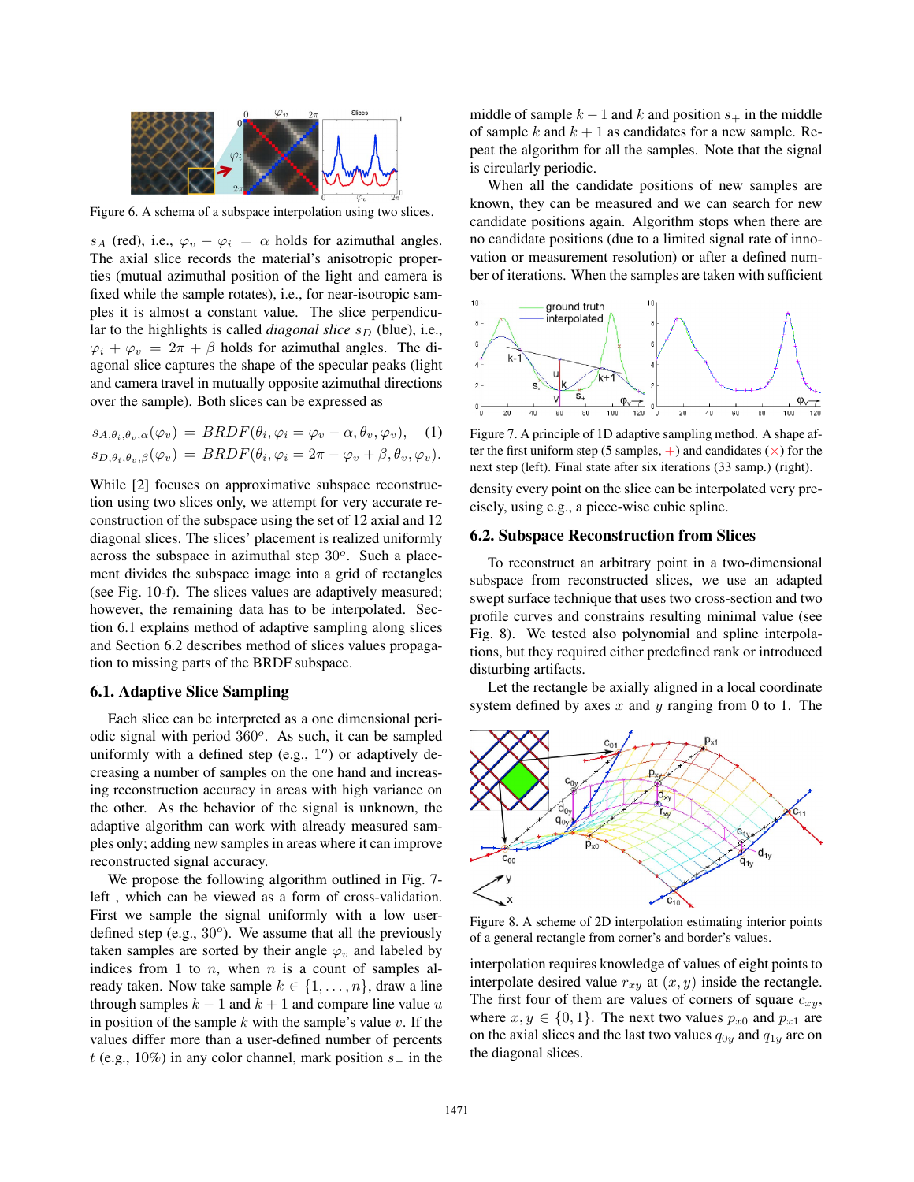Figure 6. A schema of a subspace interpolation using two slices.

$s_A$ (red), i.e., $\varphi_v - \varphi_i = \alpha$ holds for azimuthal angles. The axial slice records the material's anisotropic properties (mutual azimuthal position of the light and camera is fixed while the sample rotates), i.e., for near-isotropic samples it is almost a constant value. The slice perpendicular to the highlights is called *diagonal slice* $s_D$ (blue), i.e., $\varphi_i + \varphi_v = 2\pi + \beta$ holds for azimuthal angles. The diagonal slice captures the shape of the specular peaks (light and camera travel in mutually opposite azimuthal directions over the sample). Both slices can be expressed as

$$s_{A,\theta_i,\theta_v,\alpha}(\varphi_v) = BRDF(\theta_i, \varphi_i = \varphi_v - \alpha, \theta_v, \varphi_v), \quad (1)$$
$$s_{D,\theta_i,\theta_v,\beta}(\varphi_v) = BRDF(\theta_i, \varphi_i = 2\pi - \varphi_v + \beta, \theta_v, \varphi_v).$$

While [2] focuses on approximative subspace reconstruction using two slices only, we attempt for very accurate reconstruction of the subspace using the set of 12 axial and 12 diagonal slices. The slices' placement is realized uniformly across the subspace in azimuthal step $30^o$. Such a placement divides the subspace image into a grid of rectangles (see Fig. 10-f). The slices values are adaptively measured; however, the remaining data has to be interpolated. Section 6.1 explains method of adaptive sampling along slices and Section 6.2 describes method of slices values propagation to missing parts of the BRDF subspace.

### 6.1. Adaptive Slice Sampling

Each slice can be interpreted as a one dimensional periodic signal with period $360^o$. As such, it can be sampled uniformly with a defined step (e.g., $1^o$) or adaptively decreasing a number of samples on the one hand and increasing reconstruction accuracy in areas with high variance on the other. As the behavior of the signal is unknown, the adaptive algorithm can work with already measured samples only; adding new samples in areas where it can improve reconstructed signal accuracy.

We propose the following algorithm outlined in Fig. 7-left , which can be viewed as a form of cross-validation. First we sample the signal uniformly with a low user-defined step (e.g., $30^o$). We assume that all the previously taken samples are sorted by their angle $\varphi_v$ and labeled by indices from 1 to $n$, when $n$ is a count of samples already taken. Now take sample $k \in \{1, \ldots, n\}$, draw a line through samples $k-1$ and $k+1$ and compare line value $u$ in position of the sample $k$ with the sample's value $v$. If the values differ more than a user-defined number of percents $t$ (e.g., 10%) in any color channel, mark position $s_-$ in the middle of sample $k-1$ and $k$ and position $s_+$ in the middle of sample $k$ and $k+1$ as candidates for a new sample. Repeat the algorithm for all the samples. Note that the signal is circularly periodic.

When all the candidate positions of new samples are known, they can be measured and we can search for new candidate positions again. Algorithm stops when there are no candidate positions (due to a limited signal rate of innovation or measurement resolution) or after a defined number of iterations. When the samples are taken with sufficient density every point on the slice can be interpolated very precisely, using e.g., a piece-wise cubic spline.

Figure 7. A principle of 1D adaptive sampling method. A shape after the first uniform step (5 samples, +) and candidates (×) for the next step (left). Final state after six iterations (33 samp.) (right).

### 6.2. Subspace Reconstruction from Slices

To reconstruct an arbitrary point in a two-dimensional subspace from reconstructed slices, we use an adapted swept surface technique that uses two cross-section and two profile curves and constrains resulting minimal value (see Fig. 8). We tested also polynomial and spline interpolations, but they required either predefined rank or introduced disturbing artifacts.

Let the rectangle be axially aligned in a local coordinate system defined by axes $x$ and $y$ ranging from 0 to 1. The interpolation requires knowledge of values of eight points to interpolate desired value $r_{xy}$ at $(x, y)$ inside the rectangle. The first four of them are values of corners of square $c_{xy}$, where $x, y \in \{0, 1\}$. The next two values $p_{x0}$ and $p_{x1}$ are on the axial slices and the last two values $q_{0y}$ and $q_{1y}$ are on the diagonal slices.

Figure 8. A scheme of 2D interpolation estimating interior points of a general rectangle from corner's and border's values.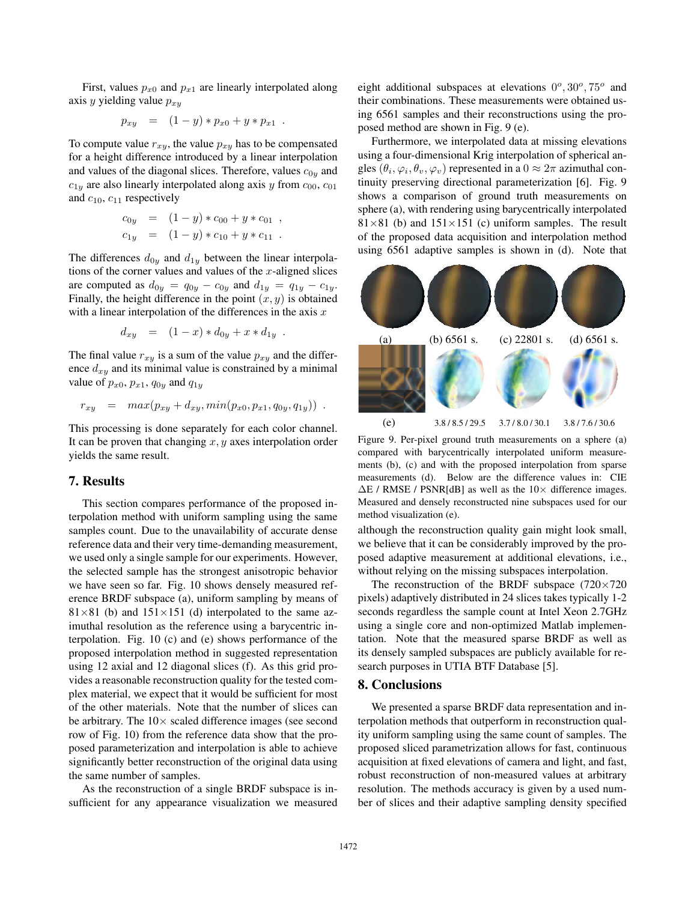First, values $p_{x0}$ and $p_{x1}$ are linearly interpolated along axis $y$ yielding value $p_{xy}$

$$p_{xy} = (1-y) * p_{x0} + y * p_{x1} \ .$$

To compute value $r_{xy}$, the value $p_{xy}$ has to be compensated for a height difference introduced by a linear interpolation and values of the diagonal slices. Therefore, values $c_{0y}$ and $c_{1y}$ are also linearly interpolated along axis $y$ from $c_{00}$, $c_{01}$ and $c_{10}$, $c_{11}$ respectively

$$c_{0y} = (1-y) * c_{00} + y * c_{01} \ ,$$
$$c_{1y} = (1-y) * c_{10} + y * c_{11} \ .$$

The differences $d_{0y}$ and $d_{1y}$ between the linear interpolations of the corner values and values of the $x$-aligned slices are computed as $d_{0y} = q_{0y} - c_{0y}$ and $d_{1y} = q_{1y} - c_{1y}$. Finally, the height difference in the point $(x, y)$ is obtained with a linear interpolation of the differences in the axis $x$

$$d_{xy} = (1-x) * d_{0y} + x * d_{1y} \ .$$

The final value $r_{xy}$ is a sum of the value $p_{xy}$ and the difference $d_{xy}$ and its minimal value is constrained by a minimal value of $p_{x0}$, $p_{x1}$, $q_{0y}$ and $q_{1y}$

$$r_{xy} = max(p_{xy} + d_{xy}, min(p_{x0}, p_{x1}, q_{0y}, q_{1y})) \ .$$

This processing is done separately for each color channel. It can be proven that changing $x, y$ axes interpolation order yields the same result.

## 7. Results

This section compares performance of the proposed interpolation method with uniform sampling using the same samples count. Due to the unavailability of accurate dense reference data and their very time-demanding measurement, we used only a single sample for our experiments. However, the selected sample has the strongest anisotropic behavior we have seen so far. Fig. 10 shows densely measured reference BRDF subspace (a), uniform sampling by means of $81\times81$ (b) and $151\times151$ (d) interpolated to the same azimuthal resolution as the reference using a barycentric interpolation. Fig. 10 (c) and (e) shows performance of the proposed interpolation method in suggested representation using 12 axial and 12 diagonal slices (f). As this grid provides a reasonable reconstruction quality for the tested complex material, we expect that it would be sufficient for most of the other materials. Note that the number of slices can be arbitrary. The $10\times$ scaled difference images (see second row of Fig. 10) from the reference data show that the proposed parameterization and interpolation is able to achieve significantly better reconstruction of the original data using the same number of samples.

As the reconstruction of a single BRDF subspace is insufficient for any appearance visualization we measured eight additional subspaces at elevations $0^o, 30^o, 75^o$ and their combinations. These measurements were obtained using 6561 samples and their reconstructions using the proposed method are shown in Fig. 9 (e).

Furthermore, we interpolated data at missing elevations using a four-dimensional Krig interpolation of spherical angles $(\theta_i, \varphi_i, \theta_v, \varphi_v)$ represented in a $0 \approx 2\pi$ azimuthal continuity preserving directional parameterization [6]. Fig. 9 shows a comparison of ground truth measurements on sphere (a), with rendering using barycentrically interpolated $81\times81$ (b) and $151\times151$ (c) uniform samples. The result of the proposed data acquisition and interpolation method using 6561 adaptive samples is shown in (d). Note that although the reconstruction quality gain might look small, we believe that it can be considerably improved by the proposed adaptive measurement at additional elevations, i.e., without relying on the missing subspaces interpolation.

(a) (b) 6561 s. (c) 22801 s. (d) 6561 s.

(e) 3.8 / 8.5 / 29.5 3.7 / 8.0 / 30.1 3.8 / 7.6 / 30.6

Figure 9. Per-pixel ground truth measurements on a sphere (a) compared with barycentrically interpolated uniform measurements (b), (c) and with the proposed interpolation from sparse measurements (d). Below are the difference values in: CIE ΔE / RMSE / PSNR[dB] as well as the $10\times$ difference images. Measured and densely reconstructed nine subspaces used for our method visualization (e).

The reconstruction of the BRDF subspace ($720\times720$ pixels) adaptively distributed in 24 slices takes typically 1-2 seconds regardless the sample count at Intel Xeon 2.7GHz using a single core and non-optimized Matlab implementation. Note that the measured sparse BRDF as well as its densely sampled subspaces are publicly available for research purposes in UTIA BTF Database [5].

## 8. Conclusions

We presented a sparse BRDF data representation and interpolation methods that outperform in reconstruction quality uniform sampling using the same count of samples. The proposed sliced parametrization allows for fast, continuous acquisition at fixed elevations of camera and light, and fast, robust reconstruction of non-measured values at arbitrary resolution. The methods accuracy is given by a used number of slices and their adaptive sampling density specified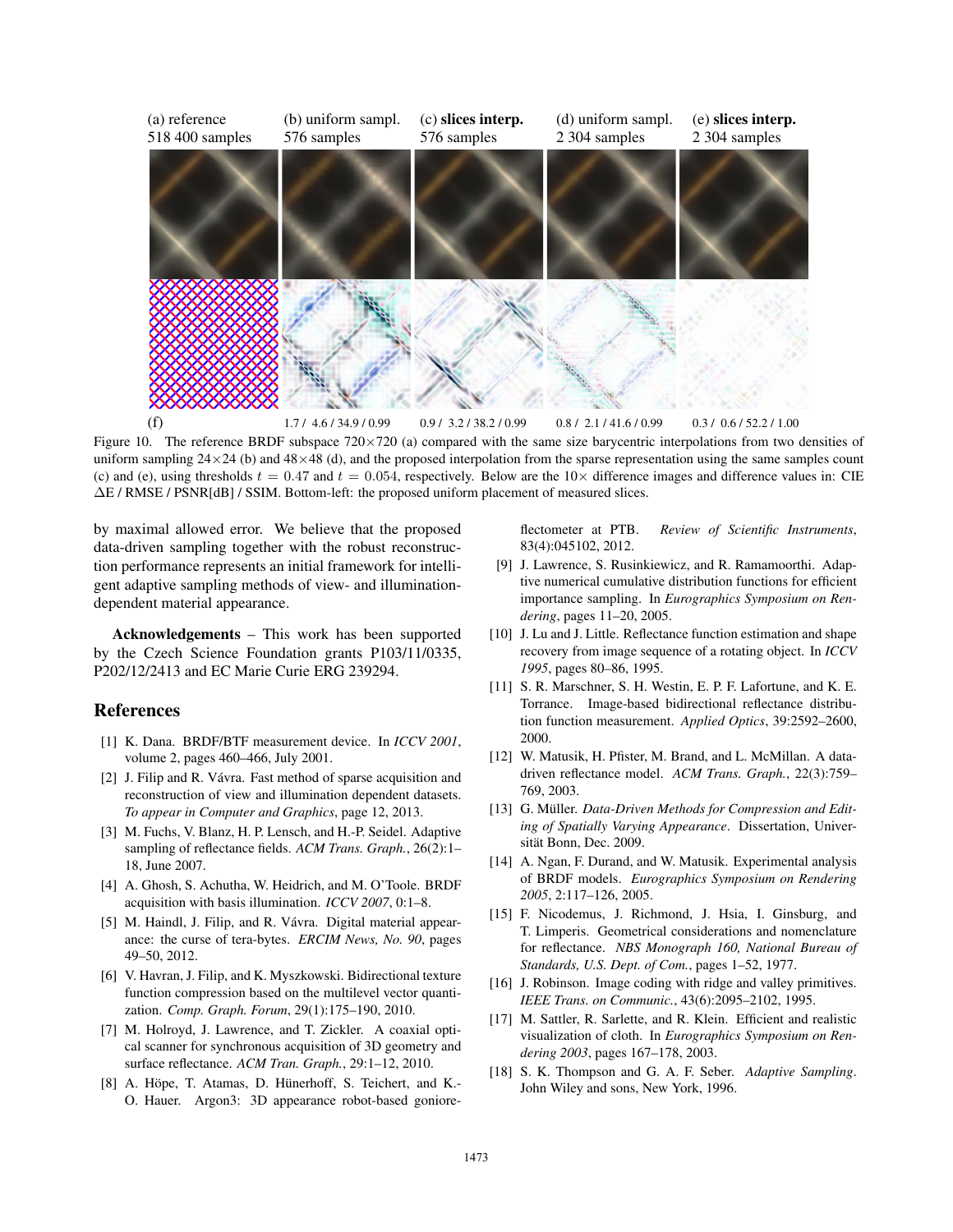(a) reference
518 400 samples

(b) uniform sampl.
576 samples

(c) **slices interp.**
576 samples

(d) uniform sampl.
2 304 samples

(e) **slices interp.**
2 304 samples

(f)

1.7 / 4.6 / 34.9 / 0.99

0.9 / 3.2 / 38.2 / 0.99

0.8 / 2.1 / 41.6 / 0.99

0.3 / 0.6 / 52.2 / 1.00

Figure 10. The reference BRDF subspace 720×720 (a) compared with the same size barycentric interpolations from two densities of uniform sampling 24×24 (b) and 48×48 (d), and the proposed interpolation from the sparse representation using the same samples count (c) and (e), using thresholds $t = 0.47$ and $t = 0.054$, respectively. Below are the 10× difference images and difference values in: CIE $\Delta$E / RMSE / PSNR[dB] / SSIM. Bottom-left: the proposed uniform placement of measured slices.

by maximal allowed error. We believe that the proposed data-driven sampling together with the robust reconstruction performance represents an initial framework for intelligent adaptive sampling methods of view- and illumination-dependent material appearance.

**Acknowledgements** – This work has been supported by the Czech Science Foundation grants P103/11/0335, P202/12/2413 and EC Marie Curie ERG 239294.

## References

[1] K. Dana. BRDF/BTF measurement device. In *ICCV 2001*, volume 2, pages 460–466, July 2001.

[2] J. Filip and R. Vávra. Fast method of sparse acquisition and reconstruction of view and illumination dependent datasets. *To appear in Computer and Graphics*, page 12, 2013.

[3] M. Fuchs, V. Blanz, H. P. Lensch, and H.-P. Seidel. Adaptive sampling of reflectance fields. *ACM Trans. Graph.*, 26(2):1–18, June 2007.

[4] A. Ghosh, S. Achutha, W. Heidrich, and M. O'Toole. BRDF acquisition with basis illumination. *ICCV 2007*, 0:1–8.

[5] M. Haindl, J. Filip, and R. Vávra. Digital material appearance: the curse of tera-bytes. *ERCIM News, No. 90*, pages 49–50, 2012.

[6] V. Havran, J. Filip, and K. Myszkowski. Bidirectional texture function compression based on the multilevel vector quantization. *Comp. Graph. Forum*, 29(1):175–190, 2010.

[7] M. Holroyd, J. Lawrence, and T. Zickler. A coaxial optical scanner for synchronous acquisition of 3D geometry and surface reflectance. *ACM Tran. Graph.*, 29:1–12, 2010.

[8] A. Höpe, T. Atamas, D. Hünerhoff, S. Teichert, and K.-O. Hauer. Argon3: 3D appearance robot-based gonioreflectometer at PTB. *Review of Scientific Instruments*, 83(4):045102, 2012.

[9] J. Lawrence, S. Rusinkiewicz, and R. Ramamoorthi. Adaptive numerical cumulative distribution functions for efficient importance sampling. In *Eurographics Symposium on Rendering*, pages 11–20, 2005.

[10] J. Lu and J. Little. Reflectance function estimation and shape recovery from image sequence of a rotating object. In *ICCV 1995*, pages 80–86, 1995.

[11] S. R. Marschner, S. H. Westin, E. P. F. Lafortune, and K. E. Torrance. Image-based bidirectional reflectance distribution function measurement. *Applied Optics*, 39:2592–2600, 2000.

[12] W. Matusik, H. Pfister, M. Brand, and L. McMillan. A data-driven reflectance model. *ACM Trans. Graph.*, 22(3):759–769, 2003.

[13] G. Müller. *Data-Driven Methods for Compression and Editing of Spatially Varying Appearance*. Dissertation, Universität Bonn, Dec. 2009.

[14] A. Ngan, F. Durand, and W. Matusik. Experimental analysis of BRDF models. *Eurographics Symposium on Rendering 2005*, 2:117–126, 2005.

[15] F. Nicodemus, J. Richmond, J. Hsia, I. Ginsburg, and T. Limperis. Geometrical considerations and nomenclature for reflectance. *NBS Monograph 160, National Bureau of Standards, U.S. Dept. of Com.*, pages 1–52, 1977.

[16] J. Robinson. Image coding with ridge and valley primitives. *IEEE Trans. on Communic.*, 43(6):2095–2102, 1995.

[17] M. Sattler, R. Sarlette, and R. Klein. Efficient and realistic visualization of cloth. In *Eurographics Symposium on Rendering 2003*, pages 167–178, 2003.

[18] S. K. Thompson and G. A. F. Seber. *Adaptive Sampling*. John Wiley and sons, New York, 1996.